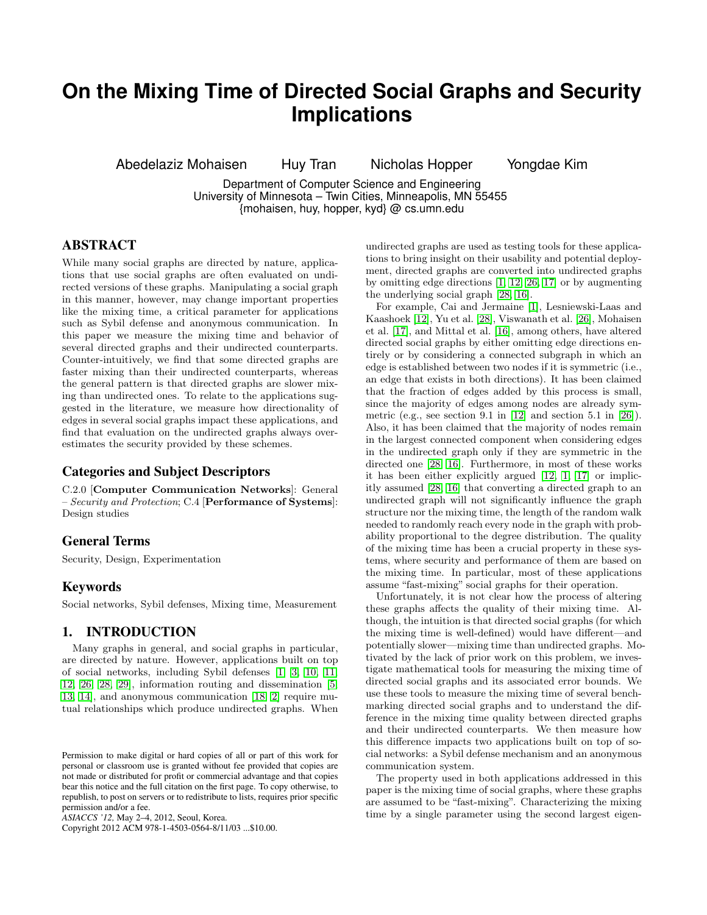# On the Mixing Time of Directed Social Graphs and Security Implications

Abedelaziz Mohaisen Huy Tran Nicholas Hopper Yongdae Kim

Department of Computer Science and Engineering
University of Minnesota – Twin Cities, Minneapolis, MN 55455
{mohaisen, huy, hopper, kyd} @ cs.umn.edu

## ABSTRACT

While many social graphs are directed by nature, applications that use social graphs are often evaluated on undirected versions of these graphs. Manipulating a social graph in this manner, however, may change important properties like the mixing time, a critical parameter for applications such as Sybil defense and anonymous communication. In this paper we measure the mixing time and behavior of several directed graphs and their undirected counterparts. Counter-intuitively, we find that some directed graphs are faster mixing than their undirected counterparts, whereas the general pattern is that directed graphs are slower mixing than undirected ones. To relate to the applications suggested in the literature, we measure how directionality of edges in several social graphs impact these applications, and find that evaluation on the undirected graphs always overestimates the security provided by these schemes.

### Categories and Subject Descriptors

C.2.0 [**Computer Communication Networks**]: General – *Security and Protection*; C.4 [**Performance of Systems**]: Design studies

### General Terms

Security, Design, Experimentation

### Keywords

Social networks, Sybil defenses, Mixing time, Measurement

## 1. INTRODUCTION

Many graphs in general, and social graphs in particular, are directed by nature. However, applications built on top of social networks, including Sybil defenses [1, 3, 10, 11, 12, 26, 28, 29], information routing and dissemination [5, 13, 14], and anonymous communication [18, 2] require mutual relationships which produce undirected graphs. When undirected graphs are used as testing tools for these applications to bring insight on their usability and potential deployment, directed graphs are converted into undirected graphs by omitting edge directions [1, 12, 26, 17] or by augmenting the underlying social graph [28, 16].

For example, Cai and Jermaine [1], Lesniewski-Laas and Kaashoek [12], Yu et al. [28], Viswanath et al. [26], Mohaisen et al. [17], and Mittal et al. [16], among others, have altered directed social graphs by either omitting edge directions entirely or by considering a connected subgraph in which an edge is established between two nodes if it is symmetric (i.e., an edge that exists in both directions). It has been claimed that the fraction of edges added by this process is small, since the majority of edges among nodes are already symmetric (e.g., see section 9.1 in [12] and section 5.1 in [26]). Also, it has been claimed that the majority of nodes remain in the largest connected component when considering edges in the undirected graph only if they are symmetric in the directed one [28, 16]. Furthermore, in most of these works it has been either explicitly argued [12, 1, 17] or implicitly assumed [28, 16] that converting a directed graph to an undirected graph will not significantly influence the graph structure nor the mixing time, the length of the random walk needed to randomly reach every node in the graph with probability proportional to the degree distribution. The quality of the mixing time has been a crucial property in these systems, where security and performance of them are based on the mixing time. In particular, most of these applications assume "fast-mixing" social graphs for their operation.

Unfortunately, it is not clear how the process of altering these graphs affects the quality of their mixing time. Although, the intuition is that directed social graphs (for which the mixing time is well-defined) would have different—and potentially slower—mixing time than undirected graphs. Motivated by the lack of prior work on this problem, we investigate mathematical tools for measuring the mixing time of directed social graphs and its associated error bounds. We use these tools to measure the mixing time of several benchmarking directed social graphs and to understand the difference in the mixing time quality between directed graphs and their undirected counterparts. We then measure how this difference impacts two applications built on top of social networks: a Sybil defense mechanism and an anonymous communication system.

The property used in both applications addressed in this paper is the mixing time of social graphs, where these graphs are assumed to be "fast-mixing". Characterizing the mixing time by a single parameter using the second largest eigen-

Permission to make digital or hard copies of all or part of this work for personal or classroom use is granted without fee provided that copies are not made or distributed for profit or commercial advantage and that copies bear this notice and the full citation on the first page. To copy otherwise, to republish, to post on servers or to redistribute to lists, requires prior specific permission and/or a fee.
*ASIACCS '12,* May 2–4, 2012, Seoul, Korea.
Copyright 2012 ACM 978-1-4503-0564-8/11/03 ...$10.00.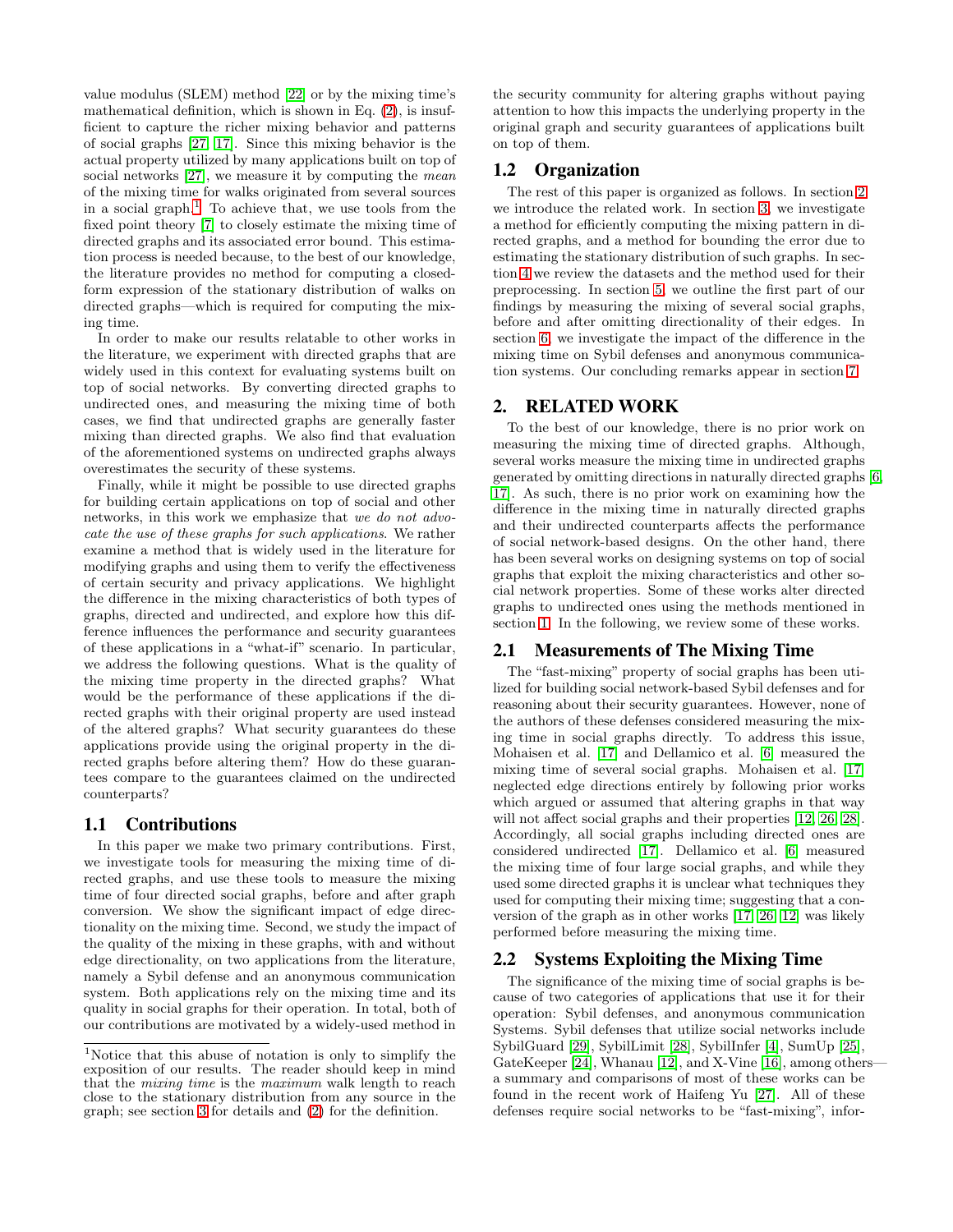value modulus (SLEM) method [22] or by the mixing time's mathematical definition, which is shown in Eq. (2), is insufficient to capture the richer mixing behavior and patterns of social graphs [27, 17]. Since this mixing behavior is the actual property utilized by many applications built on top of social networks [27], we measure it by computing the *mean* of the mixing time for walks originated from several sources in a social graph.[1] To achieve that, we use tools from the fixed point theory [7] to closely estimate the mixing time of directed graphs and its associated error bound. This estimation process is needed because, to the best of our knowledge, the literature provides no method for computing a closed-form expression of the stationary distribution of walks on directed graphs—which is required for computing the mixing time.

In order to make our results relatable to other works in the literature, we experiment with directed graphs that are widely used in this context for evaluating systems built on top of social networks. By converting directed graphs to undirected ones, and measuring the mixing time of both cases, we find that undirected graphs are generally faster mixing than directed graphs. We also find that evaluation of the aforementioned systems on undirected graphs always overestimates the security of these systems.

Finally, while it might be possible to use directed graphs for building certain applications on top of social and other networks, in this work we emphasize that *we do not advocate the use of these graphs for such applications*. We rather examine a method that is widely used in the literature for modifying graphs and using them to verify the effectiveness of certain security and privacy applications. We highlight the difference in the mixing characteristics of both types of graphs, directed and undirected, and explore how this difference influences the performance and security guarantees of these applications in a "what-if" scenario. In particular, we address the following questions. What is the quality of the mixing time property in the directed graphs? What would be the performance of these applications if the directed graphs with their original property are used instead of the altered graphs? What security guarantees do these applications provide using the original property in the directed graphs before altering them? How do these guarantees compare to the guarantees claimed on the undirected counterparts?

## 1.1 Contributions

In this paper we make two primary contributions. First, we investigate tools for measuring the mixing time of directed graphs, and use these tools to measure the mixing time of four directed social graphs, before and after graph conversion. We show the significant impact of edge directionality on the mixing time. Second, we study the impact of the quality of the mixing in these graphs, with and without edge directionality, on two applications from the literature, namely a Sybil defense and an anonymous communication system. Both applications rely on the mixing time and its quality in social graphs for their operation. In total, both of our contributions are motivated by a widely-used method in the security community for altering graphs without paying attention to how this impacts the underlying property in the original graph and security guarantees of applications built on top of them.

## 1.2 Organization

The rest of this paper is organized as follows. In section 2 we introduce the related work. In section 3, we investigate a method for efficiently computing the mixing pattern in directed graphs, and a method for bounding the error due to estimating the stationary distribution of such graphs. In section 4 we review the datasets and the method used for their preprocessing. In section 5, we outline the first part of our findings by measuring the mixing of several social graphs, before and after omitting directionality of their edges. In section 6, we investigate the impact of the difference in the mixing time on Sybil defenses and anonymous communication systems. Our concluding remarks appear in section 7.

# 2. RELATED WORK

To the best of our knowledge, there is no prior work on measuring the mixing time of directed graphs. Although, several works measure the mixing time in undirected graphs generated by omitting directions in naturally directed graphs [6, 17]. As such, there is no prior work on examining how the difference in the mixing time in naturally directed graphs and their undirected counterparts affects the performance of social network-based designs. On the other hand, there has been several works on designing systems on top of social graphs that exploit the mixing characteristics and other social network properties. Some of these works alter directed graphs to undirected ones using the methods mentioned in section 1. In the following, we review some of these works.

## 2.1 Measurements of The Mixing Time

The "fast-mixing" property of social graphs has been utilized for building social network-based Sybil defenses and for reasoning about their security guarantees. However, none of the authors of these defenses considered measuring the mixing time in social graphs directly. To address this issue, Mohaisen et al. [17] and Dellamico et al. [6] measured the mixing time of several social graphs. Mohaisen et al. [17] neglected edge directions entirely by following prior works which argued or assumed that altering graphs in that way will not affect social graphs and their properties [12, 26, 28]. Accordingly, all social graphs including directed ones are considered undirected [17]. Dellamico et al. [6] measured the mixing time of four large social graphs, and while they used some directed graphs it is unclear what techniques they used for computing their mixing time; suggesting that a conversion of the graph as in other works [17, 26, 12] was likely performed before measuring the mixing time.

## 2.2 Systems Exploiting the Mixing Time

The significance of the mixing time of social graphs is because of two categories of applications that use it for their operation: Sybil defenses, and anonymous communication Systems. Sybil defenses that utilize social networks include SybilGuard [29], SybilLimit [28], SybilInfer [4], SumUp [25], GateKeeper [24], Whanau [12], and X-Vine [16], among others—a summary and comparisons of most of these works can be found in the recent work of Haifeng Yu [27]. All of these defenses require social networks to be "fast-mixing", infor-

[1] Notice that this abuse of notation is only to simplify the exposition of our results. The reader should keep in mind that the *mixing time* is the *maximum* walk length to reach close to the stationary distribution from any source in the graph; see section 3 for details and (2) for the definition.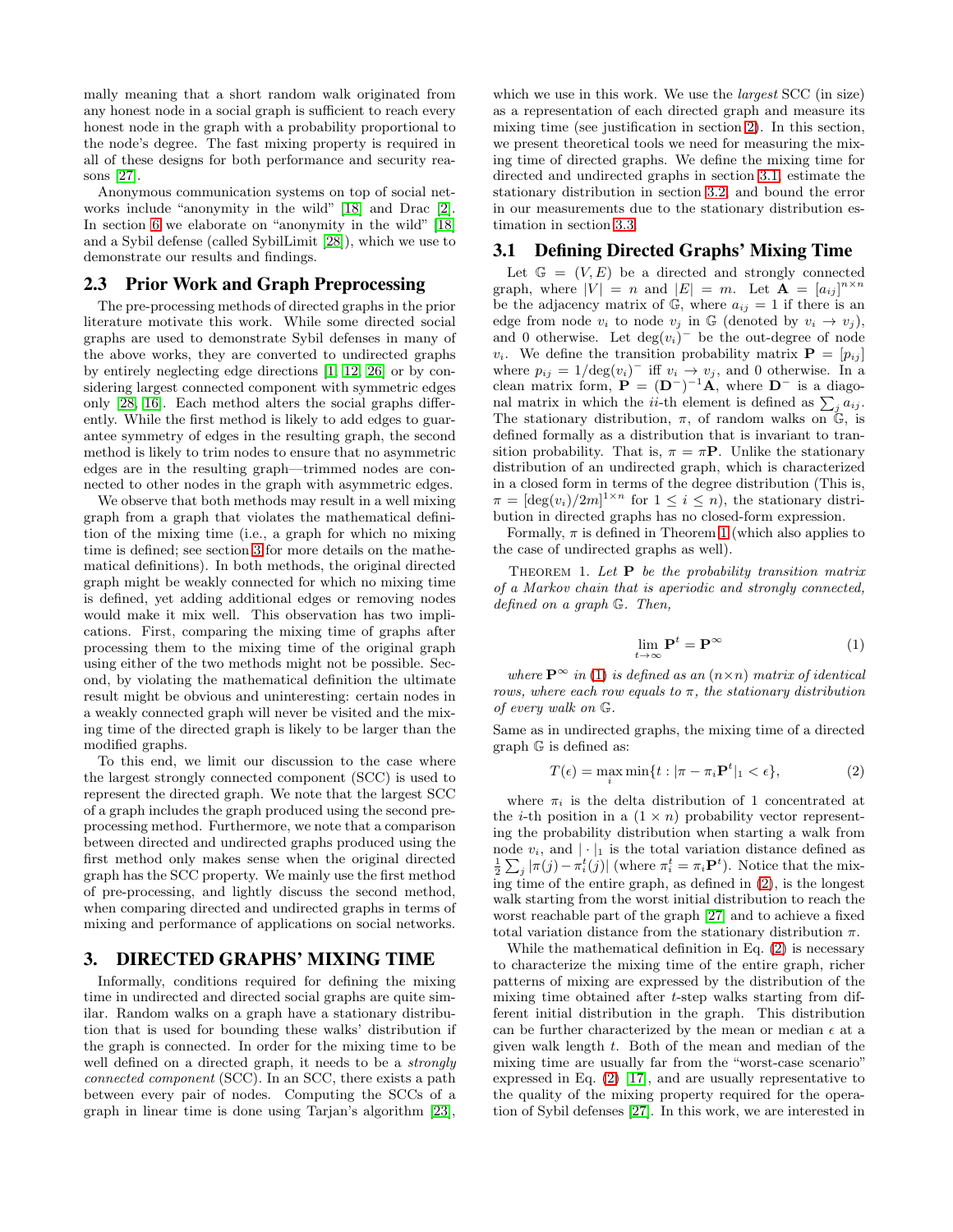mally meaning that a short random walk originated from any honest node in a social graph is sufficient to reach every honest node in the graph with a probability proportional to the node's degree. The fast mixing property is required in all of these designs for both performance and security reasons [27].

Anonymous communication systems on top of social networks include "anonymity in the wild" [18] and Drac [2]. In section 6 we elaborate on "anonymity in the wild" [18] and a Sybil defense (called SybilLimit [28]), which we use to demonstrate our results and findings.

## 2.3 Prior Work and Graph Preprocessing

The pre-processing methods of directed graphs in the prior literature motivate this work. While some directed social graphs are used to demonstrate Sybil defenses in many of the above works, they are converted to undirected graphs by entirely neglecting edge directions [1, 12, 26] or by considering largest connected component with symmetric edges only [28, 16]. Each method alters the social graphs differently. While the first method is likely to add edges to guarantee symmetry of edges in the resulting graph, the second method is likely to trim nodes to ensure that no asymmetric edges are in the resulting graph—trimmed nodes are connected to other nodes in the graph with asymmetric edges.

We observe that both methods may result in a well mixing graph from a graph that violates the mathematical definition of the mixing time (i.e., a graph for which no mixing time is defined; see section 3 for more details on the mathematical definitions). In both methods, the original directed graph might be weakly connected for which no mixing time is defined, yet adding additional edges or removing nodes would make it mix well. This observation has two implications. First, comparing the mixing time of graphs after processing them to the mixing time of the original graph using either of the two methods might not be possible. Second, by violating the mathematical definition the ultimate result might be obvious and uninteresting: certain nodes in a weakly connected graph will never be visited and the mixing time of the directed graph is likely to be larger than the modified graphs.

To this end, we limit our discussion to the case where the largest strongly connected component (SCC) is used to represent the directed graph. We note that the largest SCC of a graph includes the graph produced using the second preprocessing method. Furthermore, we note that a comparison between directed and undirected graphs produced using the first method only makes sense when the original directed graph has the SCC property. We mainly use the first method of pre-processing, and lightly discuss the second method, when comparing directed and undirected graphs in terms of mixing and performance of applications on social networks.

# 3. DIRECTED GRAPHS' MIXING TIME

Informally, conditions required for defining the mixing time in undirected and directed social graphs are quite similar. Random walks on a graph have a stationary distribution that is used for bounding these walks' distribution if the graph is connected. In order for the mixing time to be well defined on a directed graph, it needs to be a *strongly connected component* (SCC). In an SCC, there exists a path between every pair of nodes. Computing the SCCs of a graph in linear time is done using Tarjan's algorithm [23], which we use in this work. We use the *largest* SCC (in size) as a representation of each directed graph and measure its mixing time (see justification in section 2). In this section, we present theoretical tools we need for measuring the mixing time of directed graphs. We define the mixing time for directed and undirected graphs in section 3.1, estimate the stationary distribution in section 3.2, and bound the error in our measurements due to the stationary distribution estimation in section 3.3.

## 3.1 Defining Directed Graphs' Mixing Time

Let $\mathbb{G} = (V, E)$ be a directed and strongly connected graph, where $|V| = n$ and $|E| = m$. Let $\mathbf{A} = [a_{ij}]^{n \times n}$ be the adjacency matrix of $\mathbb{G}$, where $a_{ij} = 1$ if there is an edge from node $v_i$ to node $v_j$ in $\mathbb{G}$ (denoted by $v_i \rightarrow v_j$), and 0 otherwise. Let $\deg(v_i)^-$ be the out-degree of node $v_i$. We define the transition probability matrix $\mathbf{P} = [p_{ij}]$ where $p_{ij} = 1/\deg(v_i)^-$ iff $v_i \rightarrow v_j$, and 0 otherwise. In a clean matrix form, $\mathbf{P} = (\mathbf{D}^-)^{-1}\mathbf{A}$, where $\mathbf{D}^-$ is a diagonal matrix in which the $ii$-th element is defined as $\sum_j a_{ij}$. The stationary distribution, $\pi$, of random walks on $\mathbb{G}$, is defined formally as a distribution that is invariant to transition probability. That is, $\pi = \pi\mathbf{P}$. Unlike the stationary distribution of an undirected graph, which is characterized in a closed form in terms of the degree distribution (This is, $\pi = [\deg(v_i)/2m]^{1\times n}$ for $1 \leq i \leq n$), the stationary distribution in directed graphs has no closed-form expression.

Formally, $\pi$ is defined in Theorem 1 (which also applies to the case of undirected graphs as well).

Theorem 1. *Let* $\mathbf{P}$ *be the probability transition matrix of a Markov chain that is aperiodic and strongly connected, defined on a graph* $\mathbb{G}$. *Then,*

$$\lim_{t\to\infty} \mathbf{P}^t = \mathbf{P}^\infty \tag{1}$$

*where* $\mathbf{P}^\infty$ *in (1) is defined as an* $(n\times n)$ *matrix of identical rows, where each row equals to* $\pi$, *the stationary distribution of every walk on* $\mathbb{G}$.

Same as in undirected graphs, the mixing time of a directed graph $\mathbb{G}$ is defined as:

$$T(\epsilon) = \max_i \min\{t : |\pi - \pi_i\mathbf{P}^t|_1 < \epsilon\}, \tag{2}$$

where $\pi_i$ is the delta distribution of 1 concentrated at the $i$-th position in a $(1 \times n)$ probability vector representing the probability distribution when starting a walk from node $v_i$, and $|\cdot|_1$ is the total variation distance defined as $\frac{1}{2}\sum_j |\pi(j) - \pi_i^t(j)|$ (where $\pi_i^t = \pi_i\mathbf{P}^t$). Notice that the mixing time of the entire graph, as defined in (2), is the longest walk starting from the worst initial distribution to reach the worst reachable part of the graph [27] and to achieve a fixed total variation distance from the stationary distribution $\pi$.

While the mathematical definition in Eq. (2) is necessary to characterize the mixing time of the entire graph, richer patterns of mixing are expressed by the distribution of the mixing time obtained after $t$-step walks starting from different initial distribution in the graph. This distribution can be further characterized by the mean or median $\epsilon$ at a given walk length $t$. Both of the mean and median of the mixing time are usually far from the "worst-case scenario" expressed in Eq. (2) [17], and are usually representative to the quality of the mixing property required for the operation of Sybil defenses [27]. In this work, we are interested in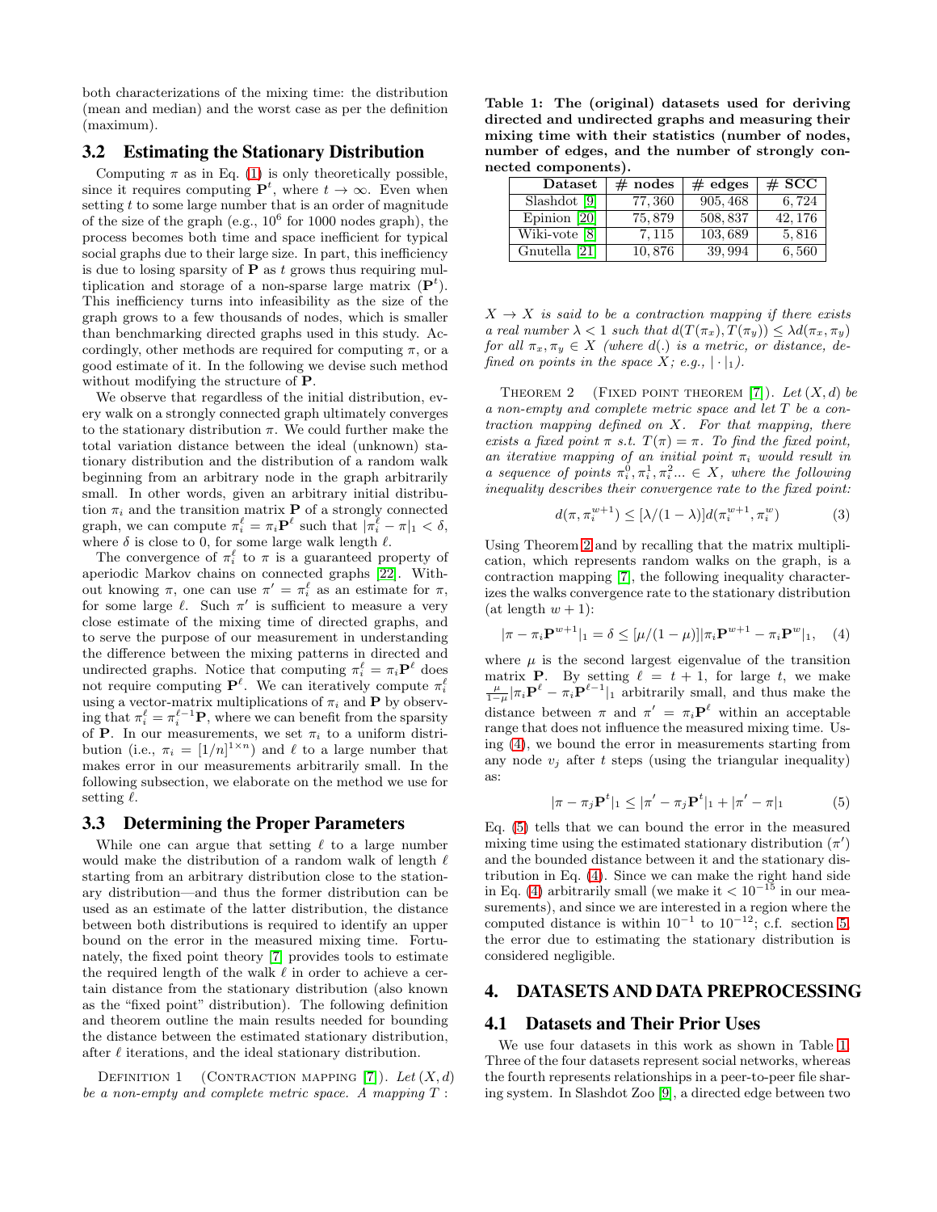both characterizations of the mixing time: the distribution (mean and median) and the worst case as per the definition (maximum).

### 3.2 Estimating the Stationary Distribution

Computing $\pi$ as in Eq. (1) is only theoretically possible, since it requires computing $\mathbf{P}^t$, where $t \to \infty$. Even when setting $t$ to some large number that is an order of magnitude of the size of the graph (e.g., $10^6$ for 1000 nodes graph), the process becomes both time and space inefficient for typical social graphs due to their large size. In part, this inefficiency is due to losing sparsity of $\mathbf{P}$ as $t$ grows thus requiring multiplication and storage of a non-sparse large matrix ($\mathbf{P}^t$). This inefficiency turns into infeasibility as the size of the graph grows to a few thousands of nodes, which is smaller than benchmarking directed graphs used in this study. Accordingly, other methods are required for computing $\pi$, or a good estimate of it. In the following we devise such method without modifying the structure of $\mathbf{P}$.

We observe that regardless of the initial distribution, every walk on a strongly connected graph ultimately converges to the stationary distribution $\pi$. We could further make the total variation distance between the ideal (unknown) stationary distribution and the distribution of a random walk beginning from an arbitrary node in the graph arbitrarily small. In other words, given an arbitrary initial distribution $\pi_i$ and the transition matrix $\mathbf{P}$ of a strongly connected graph, we can compute $\pi_i^\ell = \pi_i \mathbf{P}^\ell$ such that $|\pi_i^\ell - \pi|_1 < \delta$, where $\delta$ is close to 0, for some large walk length $\ell$.

The convergence of $\pi_i^\ell$ to $\pi$ is a guaranteed property of aperiodic Markov chains on connected graphs [22]. Without knowing $\pi$, one can use $\pi' = \pi_i^\ell$ as an estimate for $\pi$, for some large $\ell$. Such $\pi'$ is sufficient to measure a very close estimate of the mixing time of directed graphs, and to serve the purpose of our measurement in understanding the difference between the mixing patterns in directed and undirected graphs. Notice that computing $\pi_i^\ell = \pi_i \mathbf{P}^\ell$ does not require computing $\mathbf{P}^\ell$. We can iteratively compute $\pi_i^\ell$ using a vector-matrix multiplications of $\pi_i$ and $\mathbf{P}$ by observing that $\pi_i^\ell = \pi_i^{\ell-1}\mathbf{P}$, where we can benefit from the sparsity of $\mathbf{P}$. In our measurements, we set $\pi_i$ to a uniform distribution (i.e., $\pi_i = [1/n]^{1\times n}$) and $\ell$ to a large number that makes error in our measurements arbitrarily small. In the following subsection, we elaborate on the method we use for setting $\ell$.

### 3.3 Determining the Proper Parameters

While one can argue that setting $\ell$ to a large number would make the distribution of a random walk of length $\ell$ starting from an arbitrary distribution close to the stationary distribution—and thus the former distribution can be used as an estimate of the latter distribution, the distance between both distributions is required to identify an upper bound on the error in the measured mixing time. Fortunately, the fixed point theory [7] provides tools to estimate the required length of the walk $\ell$ in order to achieve a certain distance from the stationary distribution (also known as the "fixed point" distribution). The following definition and theorem outline the main results needed for bounding the distance between the estimated stationary distribution, after $\ell$ iterations, and the ideal stationary distribution.

Definition 1 (Contraction mapping [7]). *Let $(X, d)$ be a non-empty and complete metric space. A mapping $T$ : $X \to X$ is said to be a contraction mapping if there exists a real number $\lambda < 1$ such that $d(T(\pi_x), T(\pi_y)) \leq \lambda d(\pi_x, \pi_y)$ for all $\pi_x, \pi_y \in X$ (where $d(.)$ is a metric, or distance, defined on points in the space $X$; e.g., $|\cdot|_1$).*

Theorem 2 (Fixed point theorem [7]). *Let $(X, d)$ be a non-empty and complete metric space and let $T$ be a contraction mapping defined on $X$. For that mapping, there exists a fixed point $\pi$ s.t. $T(\pi) = \pi$. To find the fixed point, an iterative mapping of an initial point $\pi_i$ would result in a sequence of points $\pi_i^0, \pi_i^1, \pi_i^2 ... \in X$, where the following inequality describes their convergence rate to the fixed point:*

$$d(\pi, \pi_i^{w+1}) \leq [\lambda/(1-\lambda)] d(\pi_i^{w+1}, \pi_i^w) \tag{3}$$

Using Theorem 2 and by recalling that the matrix multiplication, which represents random walks on the graph, is a contraction mapping [7], the following inequality characterizes the walks convergence rate to the stationary distribution (at length $w+1$):

$$|\pi - \pi_i \mathbf{P}^{w+1}|_1 = \delta \leq [\mu/(1-\mu)] |\pi_i \mathbf{P}^{w+1} - \pi_i \mathbf{P}^w|_1, \tag{4}$$

where $\mu$ is the second largest eigenvalue of the transition matrix $\mathbf{P}$. By setting $\ell = t + 1$, for large $t$, we make $\frac{\mu}{1-\mu}|\pi_i \mathbf{P}^\ell - \pi_i \mathbf{P}^{\ell-1}|_1$ arbitrarily small, and thus make the distance between $\pi$ and $\pi' = \pi_i \mathbf{P}^\ell$ within an acceptable range that does not influence the measured mixing time. Using (4), we bound the error in measurements starting from any node $v_j$ after $t$ steps (using the triangular inequality) as:

$$|\pi - \pi_j \mathbf{P}^t|_1 \leq |\pi' - \pi_j \mathbf{P}^t|_1 + |\pi' - \pi|_1 \tag{5}$$

Eq. (5) tells that we can bound the error in the measured mixing time using the estimated stationary distribution ($\pi'$) and the bounded distance between it and the stationary distribution in Eq. (4). Since we can make the right hand side in Eq. (4) arbitrarily small (we make it $< 10^{-15}$ in our measurements), and since we are interested in a region where the computed distance is within $10^{-1}$ to $10^{-12}$; c.f. section 5, the error due to estimating the stationary distribution is considered negligible.

**Table 1: The (original) datasets used for deriving directed and undirected graphs and measuring their mixing time with their statistics (number of nodes, number of edges, and the number of strongly connected components).**

| Dataset | # nodes | # edges | # SCC |
|---|---|---|---|
| Slashdot [9] | 77,360 | 905,468 | 6,724 |
| Epinion [20] | 75,879 | 508,837 | 42,176 |
| Wiki-vote [8] | 7,115 | 103,689 | 5,816 |
| Gnutella [21] | 10,876 | 39,994 | 6,560 |

## 4. DATASETS AND DATA PREPROCESSING

### 4.1 Datasets and Their Prior Uses

We use four datasets in this work as shown in Table 1. Three of the four datasets represent social networks, whereas the fourth represents relationships in a peer-to-peer file sharing system. In Slashdot Zoo [9], a directed edge between two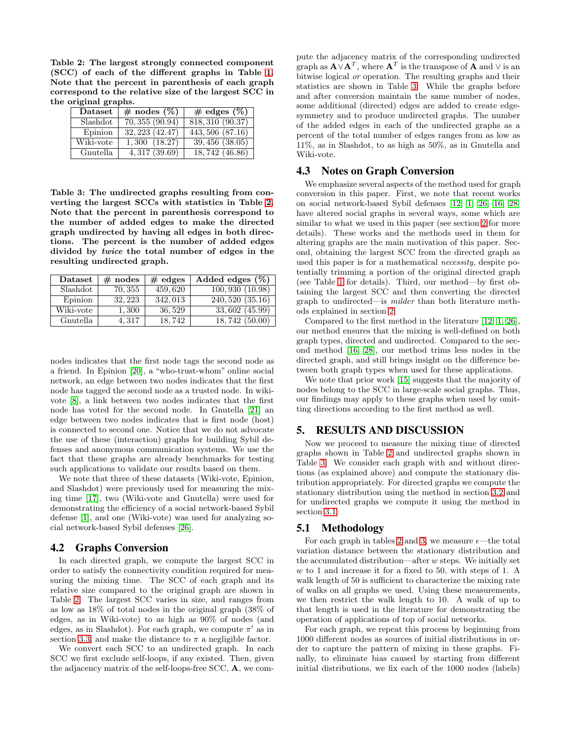**Table 2: The largest strongly connected component (SCC) of each of the different graphs in Table 1. Note that the percent in parenthesis of each graph correspond to the relative size of the largest SCC in the original graphs.**

| Dataset | # nodes (%) | # edges (%) |
|---|---|---|
| Slashdot | 70,355 (90.94) | 818,310 (90.37) |
| Epinion | 32,223 (42.47) | 443,506 (87.16) |
| Wiki-vote | 1,300 (18.27) | 39,456 (38.05) |
| Gnutella | 4,317 (39.69) | 18,742 (46.86) |

**Table 3: The undirected graphs resulting from converting the largest SCCs with statistics in Table 2. Note that the percent in parenthesis correspond to the number of added edges to make the directed graph undirected by having all edges in both directions. The percent is the number of added edges divided by *twice* the total number of edges in the resulting undirected graph.**

| Dataset | # nodes | # edges | Added edges (%) |
|---|---|---|---|
| Slashdot | 70,355 | 459,620 | 100,930 (10.98) |
| Epinion | 32,223 | 342,013 | 240,520 (35.16) |
| Wiki-vote | 1,300 | 36,529 | 33,602 (45.99) |
| Gnutella | 4,317 | 18,742 | 18,742 (50.00) |

nodes indicates that the first node tags the second node as a friend. In Epinion [20], a "who-trust-whom" online social network, an edge between two nodes indicates that the first node has tagged the second node as a trusted node. In wiki-vote [8], a link between two nodes indicates that the first node has voted for the second node. In Gnutella [21] an edge between two nodes indicates that is first node (host) is connected to second one. Notice that we do not advocate the use of these (interaction) graphs for building Sybil defenses and anonymous communication systems. We use the fact that these graphs are already benchmarks for testing such applications to validate our results based on them.

We note that three of these datasets (Wiki-vote, Epinion, and Slashdot) were previously used for measuring the mixing time [17], two (Wiki-vote and Gnutella) were used for demonstrating the efficiency of a social network-based Sybil defense [1], and one (Wiki-vote) was used for analyzing social network-based Sybil defenses [26].

### 4.2 Graphs Conversion

In each directed graph, we compute the largest SCC in order to satisfy the connectivity condition required for measuring the mixing time. The SCC of each graph and its relative size compared to the original graph are shown in Table 2. The largest SCC varies in size, and ranges from as low as 18% of total nodes in the original graph (38% of edges, as in Wiki-vote) to as high as 90% of nodes (and edges, as in Slashdot). For each graph, we compute $\pi'$ as in section 3.3, and make the distance to $\pi$ a negligible factor.

We convert each SCC to an undirected graph. In each SCC we first exclude self-loops, if any existed. Then, given the adjacency matrix of the self-loops-free SCC, $\mathbf{A}$, we compute the adjacency matrix of the corresponding undirected graph as $\mathbf{A} \vee \mathbf{A}^T$, where $\mathbf{A}^T$ is the transpose of $\mathbf{A}$ and $\vee$ is an bitwise logical *or* operation. The resulting graphs and their statistics are shown in Table 3. While the graphs before and after conversion maintain the same number of nodes, some additional (directed) edges are added to create edge-symmetry and to produce undirected graphs. The number of the added edges in each of the undirected graphs as a percent of the total number of edges ranges from as low as 11%, as in Slashdot, to as high as 50%, as in Gnutella and Wiki-vote.

### 4.3 Notes on Graph Conversion

We emphasize several aspects of the method used for graph conversion in this paper. First, we note that recent works on social network-based Sybil defenses [12, 1, 26, 16, 28] have altered social graphs in several ways, some which are similar to what we used in this paper (see section 2 for more details). These works and the methods used in them for altering graphs are the main motivation of this paper. Second, obtaining the largest SCC from the directed graph as used this paper is for a mathematical *necessity*, despite potentially trimming a portion of the original directed graph (see Table 1 for details). Third, our method—by first obtaining the largest SCC and then converting the directed graph to undirected—is *milder* than both literature methods explained in section 2.

Compared to the first method in the literature [12, 1, 26], our method ensures that the mixing is well-defined on both graph types, directed and undirected. Compared to the second method [16, 28], our method trims less nodes in the directed graph, and still brings insight on the difference between both graph types when used for these applications.

We note that prior work [15] suggests that the majority of nodes belong to the SCC in large-scale social graphs. Thus, our findings may apply to these graphs when used by omitting directions according to the first method as well.

## 5. RESULTS AND DISCUSSION

Now we proceed to measure the mixing time of directed graphs shown in Table 2 and undirected graphs shown in Table 3. We consider each graph with and without directions (as explained above) and compute the stationary distribution appropriately. For directed graphs we compute the stationary distribution using the method in section 3.2 and for undirected graphs we compute it using the method in section 3.1.

### 5.1 Methodology

For each graph in tables 2 and 3, we measure $\epsilon$—the total variation distance between the stationary distribution and the accumulated distribution—after $w$ steps. We initially set $w$ to 1 and increase it for a fixed to 50, with steps of 1. A walk length of 50 is sufficient to characterize the mixing rate of walks on all graphs we used. Using these measurements, we then restrict the walk length to 10. A walk of up to that length is used in the literature for demonstrating the operation of applications of top of social networks.

For each graph, we repeat this process by beginning from 1000 different nodes as sources of initial distributions in order to capture the pattern of mixing in these graphs. Finally, to eliminate bias caused by starting from different initial distributions, we fix each of the 1000 nodes (labels)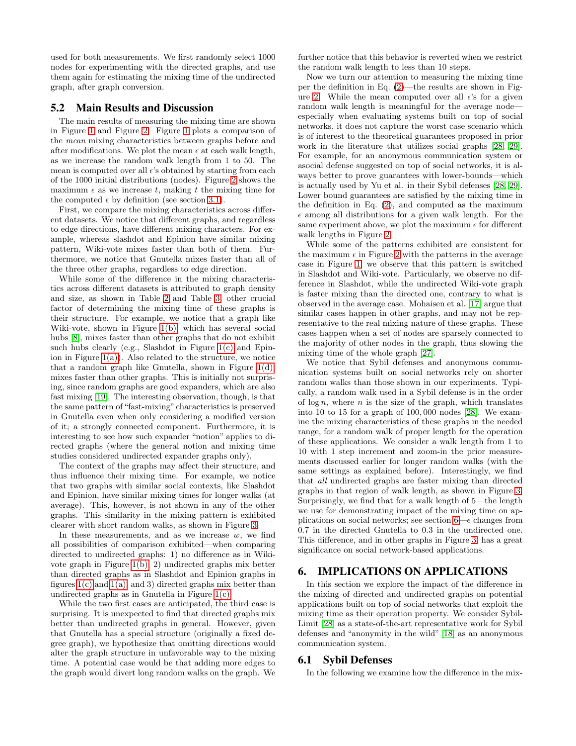used for both measurements. We first randomly select 1000 nodes for experimenting with the directed graphs, and use them again for estimating the mixing time of the undirected graph, after graph conversion.

## 5.2 Main Results and Discussion

The main results of measuring the mixing time are shown in Figure 1 and Figure 2. Figure 1 plots a comparison of the *mean* mixing characteristics between graphs before and after modifications. We plot the mean $\epsilon$ at each walk length, as we increase the random walk length from 1 to 50. The mean is computed over all $\epsilon$'s obtained by starting from each of the 1000 initial distributions (nodes). Figure 2 shows the maximum $\epsilon$ as we increase $t$, making $t$ the mixing time for the computed $\epsilon$ by definition (see section 3.1).

First, we compare the mixing characteristics across different datasets. We notice that different graphs, and regardless to edge directions, have different mixing characters. For example, whereas slashdot and Epinion have similar mixing pattern, Wiki-vote mixes faster than both of them. Furthermore, we notice that Gnutella mixes faster than all of the three other graphs, regardless to edge direction.

While some of the difference in the mixing characteristics across different datasets is attributed to graph density and size, as shown in Table 2 and Table 3, other crucial factor of determining the mixing time of these graphs is their structure. For example, we notice that a graph like Wiki-vote, shown in Figure 1(b), which has several social hubs [8], mixes faster than other graphs that do not exhibit such hubs clearly (e.g., Slashdot in Figure 1(c) and Epinion in Figure 1(a)). Also related to the structure, we notice that a random graph like Gnutella, shown in Figure 1(d), mixes faster than other graphs. This is initially not surprising, since random graphs are good expanders, which are also fast mixing [19]. The interesting observation, though, is that the same pattern of "fast-mixing" characteristics is preserved in Gnutella even when only considering a modified version of it; a strongly connected component. Furthermore, it is interesting to see how such expander "notion" applies to directed graphs (where the general notion and mixing time studies considered undirected expander graphs only).

The context of the graphs may affect their structure, and thus influence their mixing time. For example, we notice that two graphs with similar social contexts, like Slashdot and Epinion, have similar mixing times for longer walks (at average). This, however, is not shown in any of the other graphs. This similarity in the mixing pattern is exhibited clearer with short random walks, as shown in Figure 3.

In these measurements, and as we increase $w$, we find all possibilities of comparison exhibited—when comparing directed to undirected graphs: 1) no difference as in Wiki-vote graph in Figure 1(b), 2) undirected graphs mix better than directed graphs as in Slashdot and Epinion graphs in figures 1(c) and 1(a), and 3) directed graphs mix better than undirected graphs as in Gnutella in Figure 1(c).

While the two first cases are anticipated, the third case is surprising. It is unexpected to find that directed graphs mix better than undirected graphs in general. However, given that Gnutella has a special structure (originally a fixed degree graph), we hypothesize that omitting directions would alter the graph structure in unfavorable way to the mixing time. A potential case would be that adding more edges to the graph would divert long random walks on the graph. We further notice that this behavior is reverted when we restrict the random walk length to less than 10 steps.

Now we turn our attention to measuring the mixing time per the definition in Eq. (2)—the results are shown in Figure 2. While the mean computed over all $\epsilon$'s for a given random walk length is meaningful for the average node—especially when evaluating systems built on top of social networks, it does not capture the worst case scenario which is of interest to the theoretical guarantees proposed in prior work in the literature that utilizes social graphs [28, 29]. For example, for an anonymous communication system or asocial defense suggested on top of social networks, it is always better to prove guarantees with lower-bounds—which is actually used by Yu et al. in their Sybil defenses [28, 29]. Lower bound guarantees are satisfied by the mixing time in the definition in Eq. (2), and computed as the maximum $\epsilon$ among all distributions for a given walk length. For the same experiment above, we plot the maximum $\epsilon$ for different walk lengths in Figure 2.

While some of the patterns exhibited are consistent for the maximum $\epsilon$ in Figure 2 with the patterns in the average case in Figure 1, we observe that this pattern is switched in Slashdot and Wiki-vote. Particularly, we observe no difference in Slashdot, while the undirected Wiki-vote graph is faster mixing than the directed one, contrary to what is observed in the average case. Mohaisen et al. [17] argue that similar cases happen in other graphs, and may not be representative to the real mixing nature of these graphs. These cases happen when a set of nodes are sparsely connected to the majority of other nodes in the graph, thus slowing the mixing time of the whole graph [27].

We notice that Sybil defenses and anonymous communication systems built on social networks rely on shorter random walks than those shown in our experiments. Typically, a random walk used in a Sybil defense is in the order of $\log n$, where $n$ is the size of the graph, which translates into 10 to 15 for a graph of 100,000 nodes [28]. We examine the mixing characteristics of these graphs in the needed range, for a random walk of proper length for the operation of these applications. We consider a walk length from 1 to 10 with 1 step increment and zoom-in the prior measurements discussed earlier for longer random walks (with the same settings as explained before). Interestingly, we find that *all* undirected graphs are faster mixing than directed graphs in that region of walk length, as shown in Figure 3. Surprisingly, we find that for a walk length of 5—the length we use for demonstrating impact of the mixing time on applications on social networks; see section 6—$\epsilon$ changes from 0.7 in the directed Gnutella to 0.3 in the undirected one. This difference, and in other graphs in Figure 3, has a great significance on social network-based applications.

# 6. IMPLICATIONS ON APPLICATIONS

In this section we explore the impact of the difference in the mixing of directed and undirected graphs on potential applications built on top of social networks that exploit the mixing time as their operation property. We consider SybilLimit [28] as a state-of-the-art representative work for Sybil defenses and "anonymity in the wild" [18] as an anonymous communication system.

## 6.1 Sybil Defenses

In the following we examine how the difference in the mix-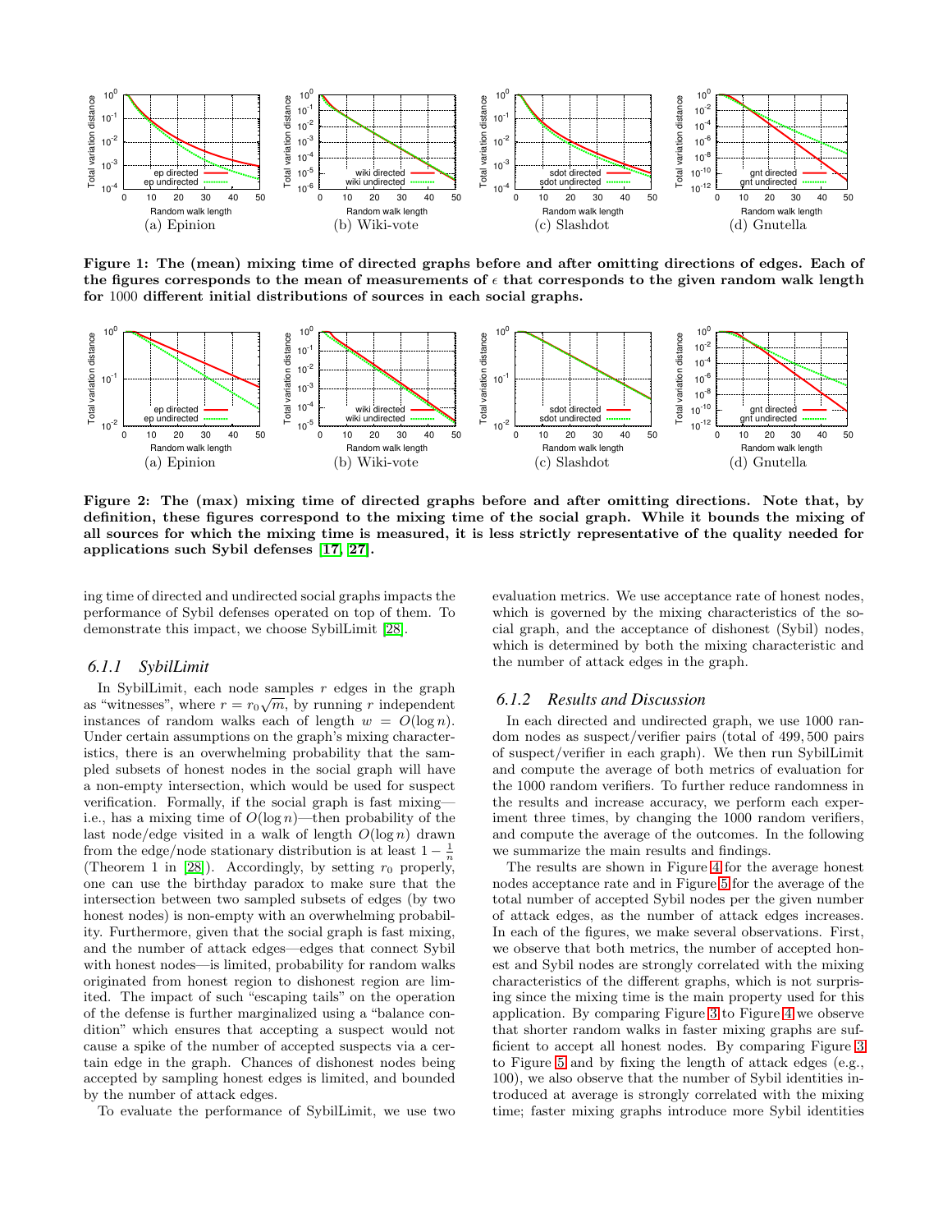(a) Epinion (b) Wiki-vote (c) Slashdot (d) Gnutella

**Figure 1: The (mean) mixing time of directed graphs before and after omitting directions of edges. Each of the figures corresponds to the mean of measurements of $\epsilon$ that corresponds to the given random walk length for 1000 different initial distributions of sources in each social graphs.**

(a) Epinion (b) Wiki-vote (c) Slashdot (d) Gnutella

**Figure 2: The (max) mixing time of directed graphs before and after omitting directions. Note that, by definition, these figures correspond to the mixing time of the social graph. While it bounds the mixing of all sources for which the mixing time is measured, it is less strictly representative of the quality needed for applications such Sybil defenses [17, 27].**

ing time of directed and undirected social graphs impacts the performance of Sybil defenses operated on top of them. To demonstrate this impact, we choose SybilLimit [28].

### 6.1.1 SybilLimit

In SybilLimit, each node samples $r$ edges in the graph as "witnesses", where $r = r_0\sqrt{m}$, by running $r$ independent instances of random walks each of length $w = O(\log n)$. Under certain assumptions on the graph's mixing characteristics, there is an overwhelming probability that the sampled subsets of honest nodes in the social graph will have a non-empty intersection, which would be used for suspect verification. Formally, if the social graph is fast mixing—i.e., has a mixing time of $O(\log n)$—then probability of the last node/edge visited in a walk of length $O(\log n)$ drawn from the edge/node stationary distribution is at least $1 - \frac{1}{n}$ (Theorem 1 in [28]). Accordingly, by setting $r_0$ properly, one can use the birthday paradox to make sure that the intersection between two sampled subsets of edges (by two honest nodes) is non-empty with an overwhelming probability. Furthermore, given that the social graph is fast mixing, and the number of attack edges—edges that connect Sybil with honest nodes—is limited, probability for random walks originated from honest region to dishonest region are limited. The impact of such "escaping tails" on the operation of the defense is further marginalized using a "balance condition" which ensures that accepting a suspect would not cause a spike of the number of accepted suspects via a certain edge in the graph. Chances of dishonest nodes being accepted by sampling honest edges is limited, and bounded by the number of attack edges.

To evaluate the performance of SybilLimit, we use two evaluation metrics. We use acceptance rate of honest nodes, which is governed by the mixing characteristics of the social graph, and the acceptance of dishonest (Sybil) nodes, which is determined by both the mixing characteristic and the number of attack edges in the graph.

### 6.1.2 Results and Discussion

In each directed and undirected graph, we use 1000 random nodes as suspect/verifier pairs (total of 499,500 pairs of suspect/verifier in each graph). We then run SybilLimit and compute the average of both metrics of evaluation for the 1000 random verifiers. To further reduce randomness in the results and increase accuracy, we perform each experiment three times, by changing the 1000 random verifiers, and compute the average of the outcomes. In the following we summarize the main results and findings.

The results are shown in Figure 4 for the average honest nodes acceptance rate and in Figure 5 for the average of the total number of accepted Sybil nodes per the given number of attack edges, as the number of attack edges increases. In each of the figures, we make several observations. First, we observe that both metrics, the number of accepted honest and Sybil nodes are strongly correlated with the mixing characteristics of the different graphs, which is not surprising since the mixing time is the main property used for this application. By comparing Figure 3 to Figure 4 we observe that shorter random walks in faster mixing graphs are sufficient to accept all honest nodes. By comparing Figure 3 to Figure 5 and by fixing the length of attack edges (e.g., 100), we also observe that the number of Sybil identities introduced at average is strongly correlated with the mixing time; faster mixing graphs introduce more Sybil identities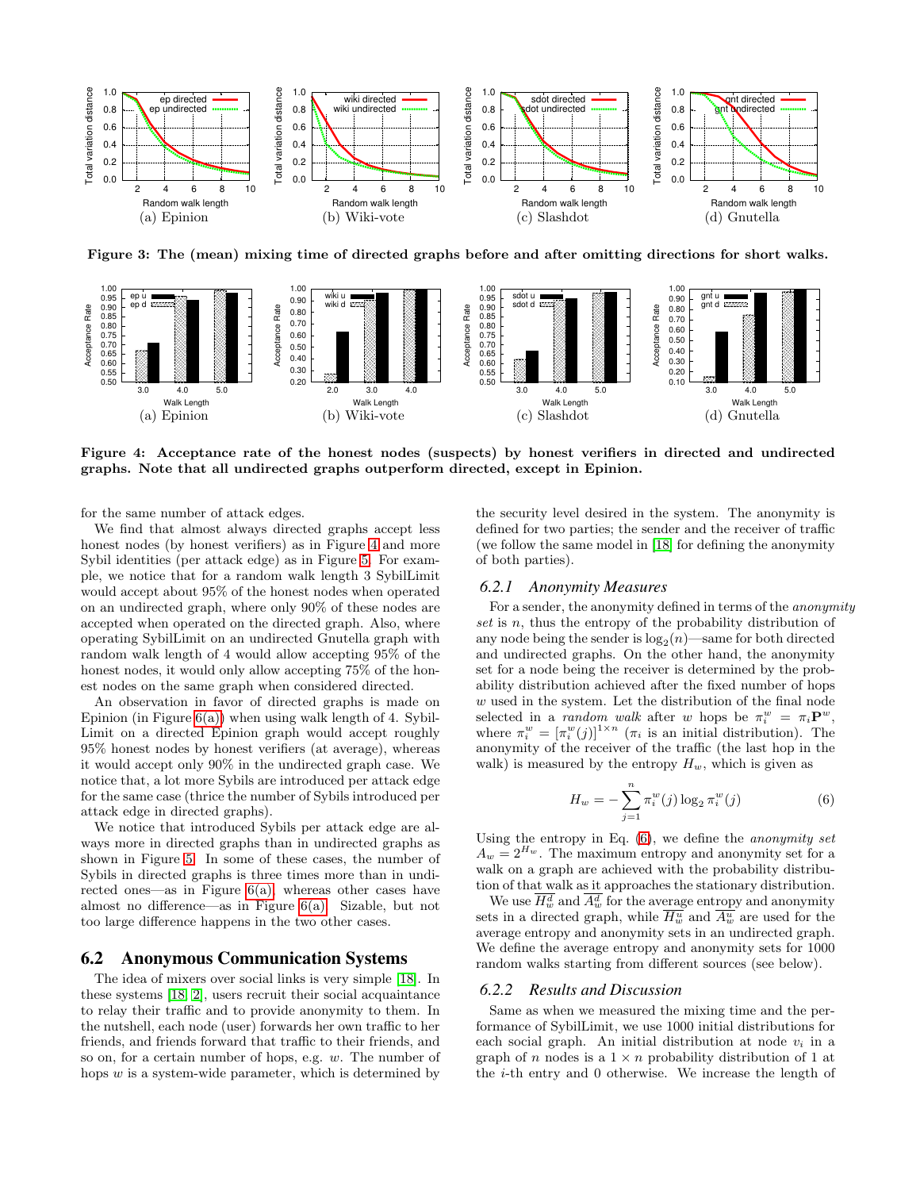Figure 3: The (mean) mixing time of directed graphs before and after omitting directions for short walks.

Figure 4: Acceptance rate of the honest nodes (suspects) by honest verifiers in directed and undirected graphs. Note that all undirected graphs outperform directed, except in Epinion.

for the same number of attack edges.

We find that almost always directed graphs accept less honest nodes (by honest verifiers) as in Figure 4 and more Sybil identities (per attack edge) as in Figure 5. For example, we notice that for a random walk length 3 SybilLimit would accept about 95% of the honest nodes when operated on an undirected graph, where only 90% of these nodes are accepted when operated on the directed graph. Also, where operating SybilLimit on an undirected Gnutella graph with random walk length of 4 would allow accepting 95% of the honest nodes, it would only allow accepting 75% of the honest nodes on the same graph when considered directed.

An observation in favor of directed graphs is made on Epinion (in Figure 6(a)) when using walk length of 4. SybilLimit on a directed Epinion graph would accept roughly 95% honest nodes by honest verifiers (at average), whereas it would accept only 90% in the undirected graph case. We notice that, a lot more Sybils are introduced per attack edge for the same case (thrice the number of Sybils introduced per attack edge in directed graphs).

We notice that introduced Sybils per attack edge are always more in directed graphs than in undirected graphs as shown in Figure 5. In some of these cases, the number of Sybils in directed graphs is three times more than in undirected ones—as in Figure 6(a), whereas other cases have almost no difference—as in Figure 6(a). Sizable, but not too large difference happens in the two other cases.

## 6.2 Anonymous Communication Systems

The idea of mixers over social links is very simple [18]. In these systems [18, 2], users recruit their social acquaintance to relay their traffic and to provide anonymity to them. In the nutshell, each node (user) forwards her own traffic to her friends, and friends forward that traffic to their friends, and so on, for a certain number of hops, e.g. $w$. The number of hops $w$ is a system-wide parameter, which is determined by the security level desired in the system. The anonymity is defined for two parties; the sender and the receiver of traffic (we follow the same model in [18] for defining the anonymity of both parties).

### 6.2.1 Anonymity Measures

For a sender, the anonymity defined in terms of the *anonymity set* is $n$, thus the entropy of the probability distribution of any node being the sender is $\log_2(n)$—same for both directed and undirected graphs. On the other hand, the anonymity set for a node being the receiver is determined by the probability distribution achieved after the fixed number of hops $w$ used in the system. Let the distribution of the final node selected in a *random walk* after $w$ hops be $\pi_i^w = \pi_i \mathbf{P}^w$, where $\pi_i^w = [\pi_i^w(j)]^{1\times n}$ ($\pi_i$ is an initial distribution). The anonymity of the receiver of the traffic (the last hop in the walk) is measured by the entropy $H_w$, which is given as

$$H_w = -\sum_{j=1}^{n} \pi_i^w(j) \log_2 \pi_i^w(j) \tag{6}$$

Using the entropy in Eq. (6), we define the *anonymity set* $A_w = 2^{H_w}$. The maximum entropy and anonymity set for a walk on a graph are achieved with the probability distribution of that walk as it approaches the stationary distribution.

We use $\overline{H_w^d}$ and $\overline{A_w^d}$ for the average entropy and anonymity sets in a directed graph, while $\overline{H_w^u}$ and $\overline{A_w^u}$ are used for the average entropy and anonymity sets in an undirected graph. We define the average entropy and anonymity sets for 1000 random walks starting from different sources (see below).

### 6.2.2 Results and Discussion

Same as when we measured the mixing time and the performance of SybilLimit, we use 1000 initial distributions for each social graph. An initial distribution at node $v_i$ in a graph of $n$ nodes is a $1 \times n$ probability distribution of 1 at the $i$-th entry and 0 otherwise. We increase the length of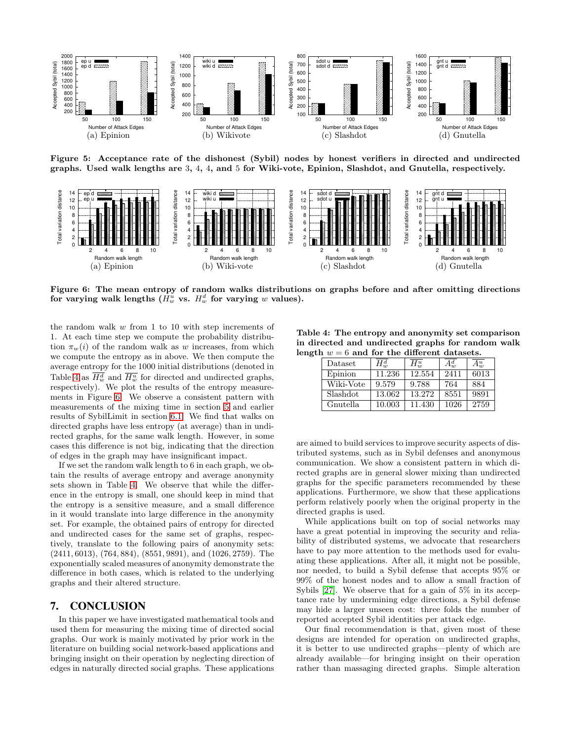Figure 5: Acceptance rate of the dishonest (Sybil) nodes by honest verifiers in directed and undirected graphs. Used walk lengths are 3, 4, 4, and 5 for Wiki-vote, Epinion, Slashdot, and Gnutella, respectively.

Figure 6: The mean entropy of random walks distributions on graphs before and after omitting directions for varying walk lengths ($H_w^u$ vs. $H_w^d$ for varying $w$ values).

the random walk $w$ from 1 to 10 with step increments of 1. At each time step we compute the probability distribution $\pi_w(i)$ of the random walk as $w$ increases, from which we compute the entropy as in above. We then compute the average entropy for the 1000 initial distributions (denoted in Table 4 as $\overline{H_w^d}$ and $\overline{H_w^u}$ for directed and undirected graphs, respectively). We plot the results of the entropy measurements in Figure 6. We observe a consistent pattern with measurements of the mixing time in section 5 and earlier results of SybilLimit in section 6.1. We find that walks on directed graphs have less entropy (at average) than in undirected graphs, for the same walk length. However, in some cases this difference is not big, indicating that the direction of edges in the graph may have insignificant impact.

If we set the random walk length to 6 in each graph, we obtain the results of average entropy and average anonymity sets shown in Table 4. We observe that while the difference in the entropy is small, one should keep in mind that the entropy is a sensitive measure, and a small difference in it would translate into large difference in the anonymity set. For example, the obtained pairs of entropy for directed and undirected cases for the same set of graphs, respectively, translate to the following pairs of anonymity sets: (2411, 6013), (764, 884), (8551, 9891), and (1026, 2759). The exponentially scaled measures of anonymity demonstrate the difference in both cases, which is related to the underlying graphs and their altered structure.

## 7. CONCLUSION

In this paper we have investigated mathematical tools and used them for measuring the mixing time of directed social graphs. Our work is mainly motivated by prior work in the literature on building social network-based applications and bringing insight on their operation by neglecting direction of edges in naturally directed social graphs. These applications are aimed to build services to improve security aspects of distributed systems, such as in Sybil defenses and anonymous communication. We show a consistent pattern in which directed graphs are in general slower mixing than undirected graphs for the specific parameters recommended by these applications. Furthermore, we show that these applications perform relatively poorly when the original property in the directed graphs is used.

**Table 4: The entropy and anonymity set comparison in directed and undirected graphs for random walk length $w = 6$ and for the different datasets.**

| Dataset | $\overline{H_w^d}$ | $\overline{H_w^u}$ | $\overline{A_w^d}$ | $\overline{A_w^u}$ |
|---|---|---|---|---|
| Epinion | 11.236 | 12.554 | 2411 | 6013 |
| Wiki-Vote | 9.579 | 9.788 | 764 | 884 |
| Slashdot | 13.062 | 13.272 | 8551 | 9891 |
| Gnutella | 10.003 | 11.430 | 1026 | 2759 |

While applications built on top of social networks may have a great potential in improving the security and reliability of distributed systems, we advocate that researchers have to pay more attention to the methods used for evaluating these applications. After all, it might not be possible, nor needed, to build a Sybil defense that accepts 95% or 99% of the honest nodes and to allow a small fraction of Sybils [27]. We observe that for a gain of 5% in its acceptance rate by undermining edge directions, a Sybil defense may hide a larger unseen cost: three folds the number of reported accepted Sybil identities per attack edge.

Our final recommendation is that, given most of these designs are intended for operation on undirected graphs, it is better to use undirected graphs—plenty of which are already available—for bringing insight on their operation rather than massaging directed graphs. Simple alteration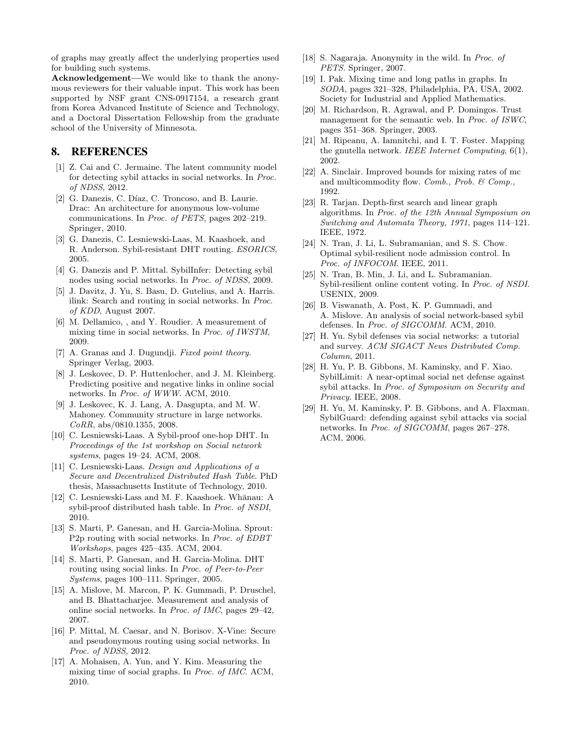of graphs may greatly affect the underlying properties used for building such systems.

**Acknowledgement**—We would like to thank the anonymous reviewers for their valuable input. This work has been supported by NSF grant CNS-0917154, a research grant from Korea Advanced Institute of Science and Technology, and a Doctoral Dissertation Fellowship from the graduate school of the University of Minnesota.

## 8. REFERENCES

[1] Z. Cai and C. Jermaine. The latent community model for detecting sybil attacks in social networks. In *Proc. of NDSS*, 2012.

[2] G. Danezis, C. Díaz, C. Troncoso, and B. Laurie. Drac: An architecture for anonymous low-volume communications. In *Proc. of PETS*, pages 202–219. Springer, 2010.

[3] G. Danezis, C. Lesniewski-Laas, M. Kaashoek, and R. Anderson. Sybil-resistant DHT routing. *ESORICS*, 2005.

[4] G. Danezis and P. Mittal. SybilInfer: Detecting sybil nodes using social networks. In *Proc. of NDSS*, 2009.

[5] J. Davitz, J. Yu, S. Basu, D. Gutelius, and A. Harris. ilink: Search and routing in social networks. In *Proc. of KDD*, August 2007.

[6] M. Dellamico, , and Y. Roudier. A measurement of mixing time in social networks. In *Proc. of IWSTM*, 2009.

[7] A. Granas and J. Dugundji. *Fixed point theory*. Springer Verlag, 2003.

[8] J. Leskovec, D. P. Huttenlocher, and J. M. Kleinberg. Predicting positive and negative links in online social networks. In *Proc. of WWW*. ACM, 2010.

[9] J. Leskovec, K. J. Lang, A. Dasgupta, and M. W. Mahoney. Community structure in large networks. *CoRR*, abs/0810.1355, 2008.

[10] C. Lesniewski-Laas. A Sybil-proof one-hop DHT. In *Proceedings of the 1st workshop on Social network systems*, pages 19–24. ACM, 2008.

[11] C. Lesniewski-Laas. *Design and Applications of a Secure and Decentralized Distributed Hash Table*. PhD thesis, Massachusetts Institute of Technology, 2010.

[12] C. Lesniewski-Lass and M. F. Kaashoek. Whānau: A sybil-proof distributed hash table. In *Proc. of NSDI*, 2010.

[13] S. Marti, P. Ganesan, and H. Garcia-Molina. Sprout: P2p routing with social networks. In *Proc. of EDBT Workshops*, pages 425–435. ACM, 2004.

[14] S. Marti, P. Ganesan, and H. Garcia-Molina. DHT routing using social links. In *Proc. of Peer-to-Peer Systems*, pages 100–111. Springer, 2005.

[15] A. Mislove, M. Marcon, P. K. Gummadi, P. Druschel, and B. Bhattacharjee. Measurement and analysis of online social networks. In *Proc. of IMC*, pages 29–42, 2007.

[16] P. Mittal, M. Caesar, and N. Borisov. X-Vine: Secure and pseudonymous routing using social networks. In *Proc. of NDSS*, 2012.

[17] A. Mohaisen, A. Yun, and Y. Kim. Measuring the mixing time of social graphs. In *Proc. of IMC*. ACM, 2010.

[18] S. Nagaraja. Anonymity in the wild. In *Proc. of PETS*. Springer, 2007.

[19] I. Pak. Mixing time and long paths in graphs. In *SODA*, pages 321–328, Philadelphia, PA, USA, 2002. Society for Industrial and Applied Mathematics.

[20] M. Richardson, R. Agrawal, and P. Domingos. Trust management for the semantic web. In *Proc. of ISWC*, pages 351–368. Springer, 2003.

[21] M. Ripeanu, A. Iamnitchi, and I. T. Foster. Mapping the gnutella network. *IEEE Internet Computing*, 6(1), 2002.

[22] A. Sinclair. Improved bounds for mixing rates of mc and multicommodity flow. *Comb., Prob. & Comp.*, 1992.

[23] R. Tarjan. Depth-first search and linear graph algorithms. In *Proc. of the 12th Annual Symposium on Switching and Automata Theory, 1971*, pages 114–121. IEEE, 1972.

[24] N. Tran, J. Li, L. Subramanian, and S. S. Chow. Optimal sybil-resilient node admission control. In *Proc. of INFOCOM*. IEEE, 2011.

[25] N. Tran, B. Min, J. Li, and L. Subramanian. Sybil-resilient online content voting. In *Proc. of NSDI*. USENIX, 2009.

[26] B. Viswanath, A. Post, K. P. Gummadi, and A. Mislove. An analysis of social network-based sybil defenses. In *Proc. of SIGCOMM*. ACM, 2010.

[27] H. Yu. Sybil defenses via social networks: a tutorial and survey. *ACM SIGACT News Distributed Comp. Column*, 2011.

[28] H. Yu, P. B. Gibbons, M. Kaminsky, and F. Xiao. SybilLimit: A near-optimal social net defense against sybil attacks. In *Proc. of Symposium on Security and Privacy*. IEEE, 2008.

[29] H. Yu, M. Kaminsky, P. B. Gibbons, and A. Flaxman. SybilGuard: defending against sybil attacks via social networks. In *Proc. of SIGCOMM*, pages 267–278. ACM, 2006.